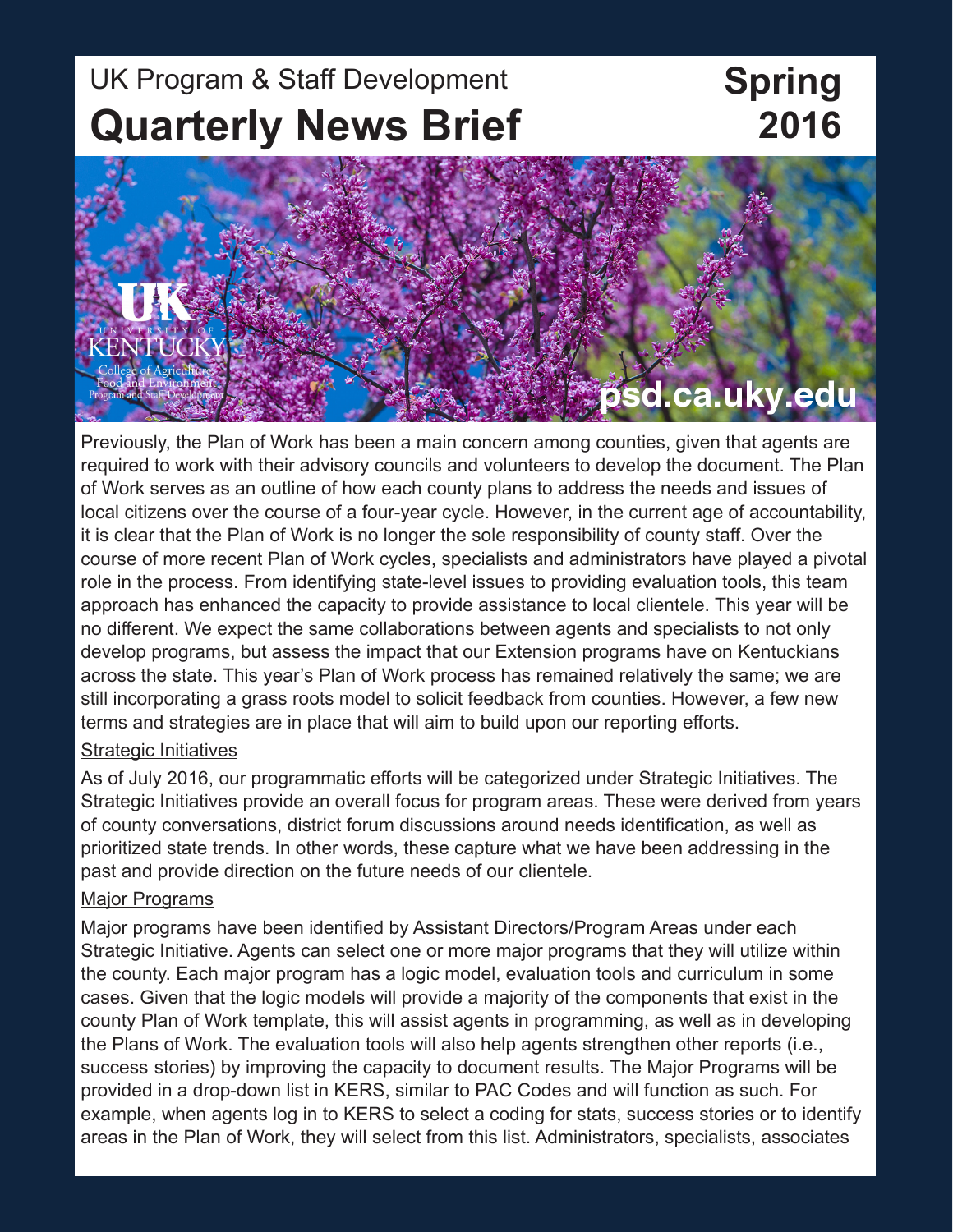UK Program & Staff Development

# Quarterly News Brief

**Spring 2016**

psd.ca.uky.edu

Previously, the Plan of Work has been a main concern among counties, given that agents are required to work with their advisory councils and volunteers to develop the document. The Plan of Work serves as an outline of how each county plans to address the needs and issues of local citizens over the course of a four-year cycle. However, in the current age of accountability, it is clear that the Plan of Work is no longer the sole responsibility of county staff. Over the course of more recent Plan of Work cycles, specialists and administrators have played a pivotal role in the process. From identifying state-level issues to providing evaluation tools, this team approach has enhanced the capacity to provide assistance to local clientele. This year will be no different. We expect the same collaborations between agents and specialists to not only develop programs, but assess the impact that our Extension programs have on Kentuckians across the state. This year's Plan of Work process has remained relatively the same; we are still incorporating a grass roots model to solicit feedback from counties. However, a few new terms and strategies are in place that will aim to build upon our reporting efforts.

## Strategic Initiatives

As of July 2016, our programmatic efforts will be categorized under Strategic Initiatives. The Strategic Initiatives provide an overall focus for program areas. These were derived from years of county conversations, district forum discussions around needs identification, as well as prioritized state trends. In other words, these capture what we have been addressing in the past and provide direction on the future needs of our clientele.

## Major Programs

Major programs have been identified by Assistant Directors/Program Areas under each Strategic Initiative. Agents can select one or more major programs that they will utilize within the county. Each major program has a logic model, evaluation tools and curriculum in some cases. Given that the logic models will provide a majority of the components that exist in the county Plan of Work template, this will assist agents in programming, as well as in developing the Plans of Work. The evaluation tools will also help agents strengthen other reports (i.e., success stories) by improving the capacity to document results. The Major Programs will be provided in a drop-down list in KERS, similar to PAC Codes and will function as such. For example, when agents log in to KERS to select a coding for stats, success stories or to identify areas in the Plan of Work, they will select from this list. Administrators, specialists, associates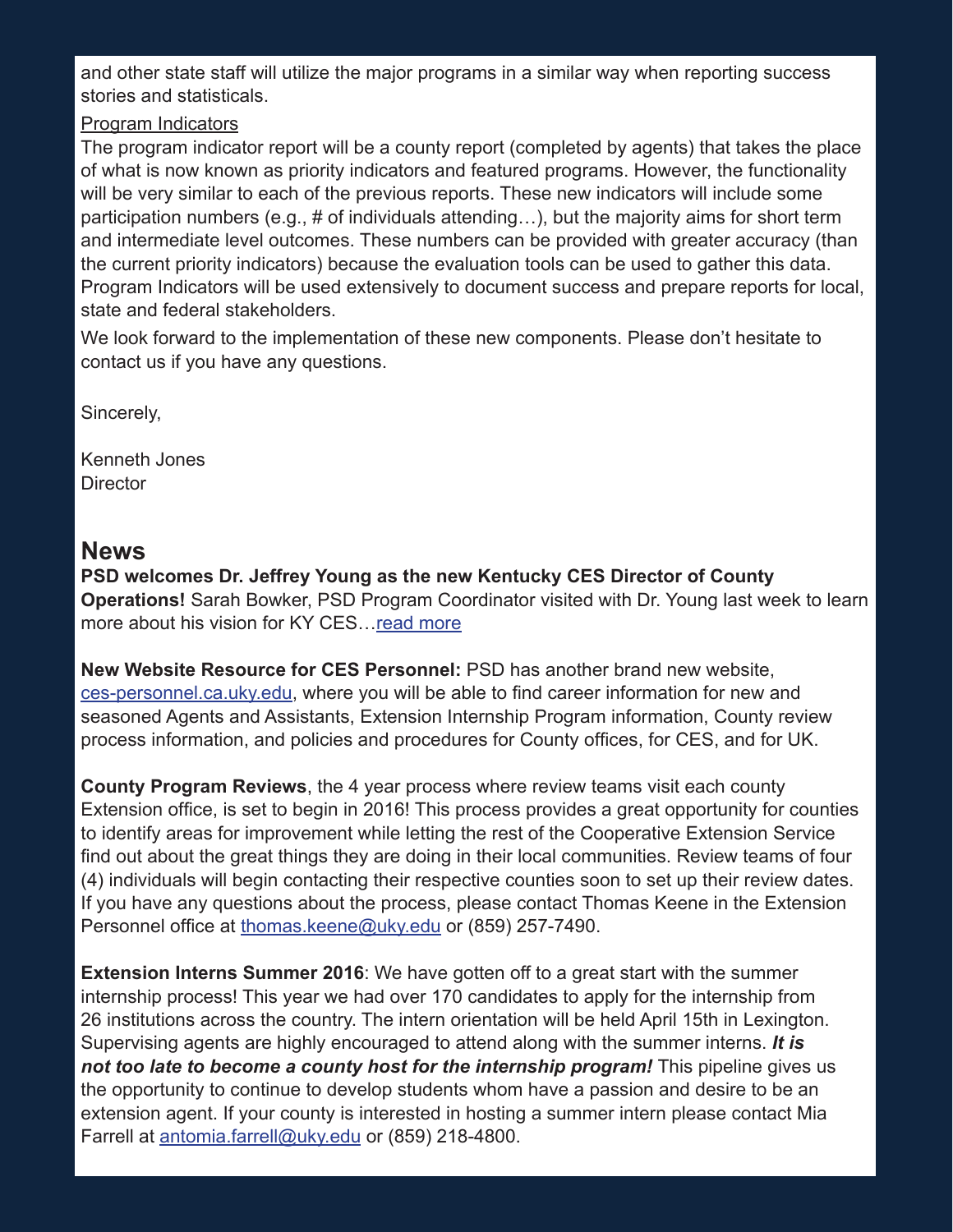and other state staff will utilize the major programs in a similar way when reporting success stories and statisticals.

Program Indicators

The program indicator report will be a county report (completed by agents) that takes the place of what is now known as priority indicators and featured programs. However, the functionality will be very similar to each of the previous reports. These new indicators will include some participation numbers (e.g., # of individuals attending…), but the majority aims for short term and intermediate level outcomes. These numbers can be provided with greater accuracy (than the current priority indicators) because the evaluation tools can be used to gather this data. Program Indicators will be used extensively to document success and prepare reports for local, state and federal stakeholders.

We look forward to the implementation of these new components. Please don't hesitate to contact us if you have any questions.

Sincerely,

Kenneth Jones
Director

## News

**PSD welcomes Dr. Jeffrey Young as the new Kentucky CES Director of County Operations!** Sarah Bowker, PSD Program Coordinator visited with Dr. Young last week to learn more about his vision for KY CES…read more

**New Website Resource for CES Personnel:** PSD has another brand new website, ces-personnel.ca.uky.edu, where you will be able to find career information for new and seasoned Agents and Assistants, Extension Internship Program information, County review process information, and policies and procedures for County offices, for CES, and for UK.

**County Program Reviews**, the 4 year process where review teams visit each county Extension office, is set to begin in 2016! This process provides a great opportunity for counties to identify areas for improvement while letting the rest of the Cooperative Extension Service find out about the great things they are doing in their local communities. Review teams of four (4) individuals will begin contacting their respective counties soon to set up their review dates. If you have any questions about the process, please contact Thomas Keene in the Extension Personnel office at thomas.keene@uky.edu or (859) 257-7490.

**Extension Interns Summer 2016**: We have gotten off to a great start with the summer internship process! This year we had over 170 candidates to apply for the internship from 26 institutions across the country. The intern orientation will be held April 15th in Lexington. Supervising agents are highly encouraged to attend along with the summer interns. ***It is not too late to become a county host for the internship program!*** This pipeline gives us the opportunity to continue to develop students whom have a passion and desire to be an extension agent. If your county is interested in hosting a summer intern please contact Mia Farrell at antomia.farrell@uky.edu or (859) 218-4800.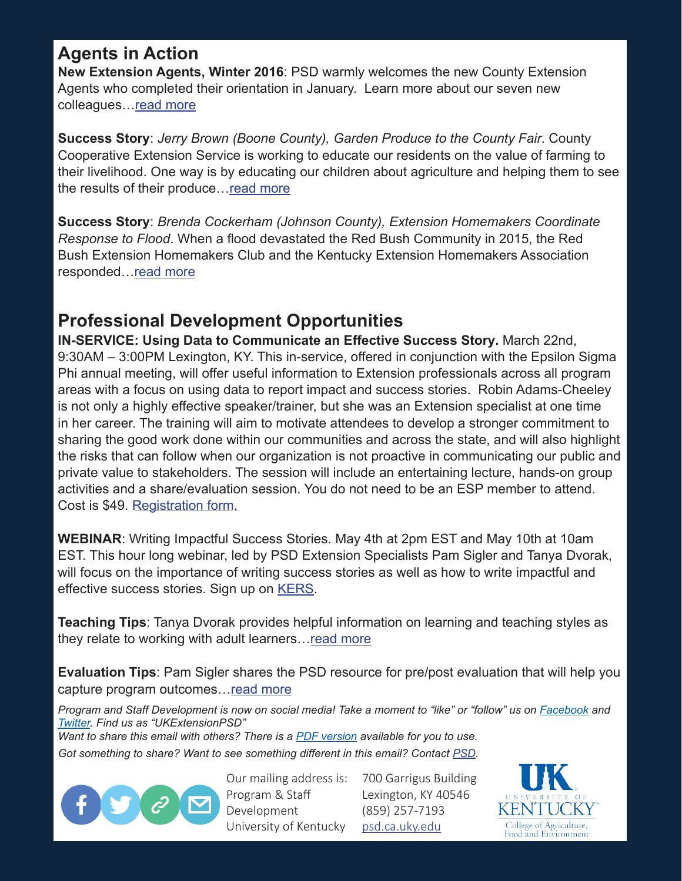## Agents in Action

**New Extension Agents, Winter 2016**: PSD warmly welcomes the new County Extension Agents who completed their orientation in January. Learn more about our seven new colleagues…read more

**Success Story**: *Jerry Brown (Boone County), Garden Produce to the County Fair*. County Cooperative Extension Service is working to educate our residents on the value of farming to their livelihood. One way is by educating our children about agriculture and helping them to see the results of their produce…read more

**Success Story**: *Brenda Cockerham (Johnson County), Extension Homemakers Coordinate Response to Flood*. When a flood devastated the Red Bush Community in 2015, the Red Bush Extension Homemakers Club and the Kentucky Extension Homemakers Association responded…read more

## Professional Development Opportunities

**IN-SERVICE: Using Data to Communicate an Effective Success Story.** March 22nd, 9:30AM – 3:00PM Lexington, KY. This in-service, offered in conjunction with the Epsilon Sigma Phi annual meeting, will offer useful information to Extension professionals across all program areas with a focus on using data to report impact and success stories. Robin Adams-Cheeley is not only a highly effective speaker/trainer, but she was an Extension specialist at one time in her career. The training will aim to motivate attendees to develop a stronger commitment to sharing the good work done within our communities and across the state, and will also highlight the risks that can follow when our organization is not proactive in communicating our public and private value to stakeholders. The session will include an entertaining lecture, hands-on group activities and a share/evaluation session. You do not need to be an ESP member to attend. Cost is $49. Registration form.

**WEBINAR**: Writing Impactful Success Stories. May 4th at 2pm EST and May 10th at 10am EST. This hour long webinar, led by PSD Extension Specialists Pam Sigler and Tanya Dvorak, will focus on the importance of writing success stories as well as how to write impactful and effective success stories. Sign up on KERS.

**Teaching Tips**: Tanya Dvorak provides helpful information on learning and teaching styles as they relate to working with adult learners…read more

**Evaluation Tips**: Pam Sigler shares the PSD resource for pre/post evaluation that will help you capture program outcomes…read more

*Program and Staff Development is now on social media! Take a moment to "like" or "follow" us on Facebook and Twitter. Find us as "UKExtensionPSD"*

*Want to share this email with others? There is a PDF version available for you to use.*

*Got something to share? Want to see something different in this email? Contact PSD.*

Our mailing address is:
Program & Staff Development
University of Kentucky
700 Garrigus Building
Lexington, KY 40546
(859) 257-7193
psd.ca.uky.edu

University of Kentucky College of Agriculture, Food and Environment